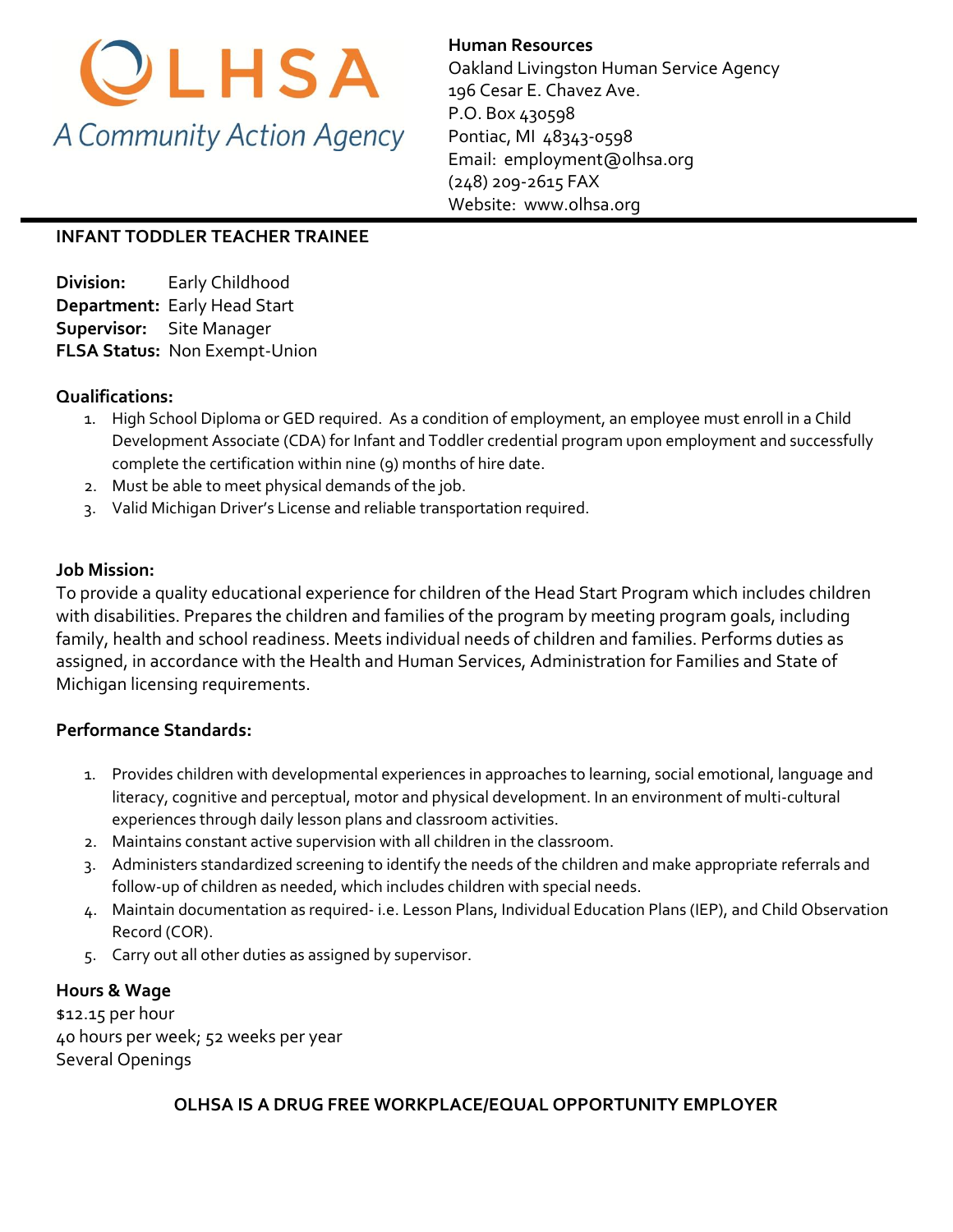OLHSA

*A Community Action Agency*

**Human Resources**
Oakland Livingston Human Service Agency
196 Cesar E. Chavez Ave.
P.O. Box 430598
Pontiac, MI 48343-0598
Email: employment@olhsa.org
(248) 209-2615 FAX
Website: www.olhsa.org

---

## INFANT TODDLER TEACHER TRAINEE

**Division:** Early Childhood
**Department:** Early Head Start
**Supervisor:** Site Manager
**FLSA Status:** Non Exempt-Union

### Qualifications:

1. High School Diploma or GED required. As a condition of employment, an employee must enroll in a Child Development Associate (CDA) for Infant and Toddler credential program upon employment and successfully complete the certification within nine (9) months of hire date.
2. Must be able to meet physical demands of the job.
3. Valid Michigan Driver's License and reliable transportation required.

### Job Mission:

To provide a quality educational experience for children of the Head Start Program which includes children with disabilities. Prepares the children and families of the program by meeting program goals, including family, health and school readiness. Meets individual needs of children and families. Performs duties as assigned, in accordance with the Health and Human Services, Administration for Families and State of Michigan licensing requirements.

### Performance Standards:

1. Provides children with developmental experiences in approaches to learning, social emotional, language and literacy, cognitive and perceptual, motor and physical development. In an environment of multi-cultural experiences through daily lesson plans and classroom activities.
2. Maintains constant active supervision with all children in the classroom.
3. Administers standardized screening to identify the needs of the children and make appropriate referrals and follow-up of children as needed, which includes children with special needs.
4. Maintain documentation as required- i.e. Lesson Plans, Individual Education Plans (IEP), and Child Observation Record (COR).
5. Carry out all other duties as assigned by supervisor.

### Hours & Wage

$12.15 per hour
40 hours per week; 52 weeks per year
Several Openings

**OLHSA IS A DRUG FREE WORKPLACE/EQUAL OPPORTUNITY EMPLOYER**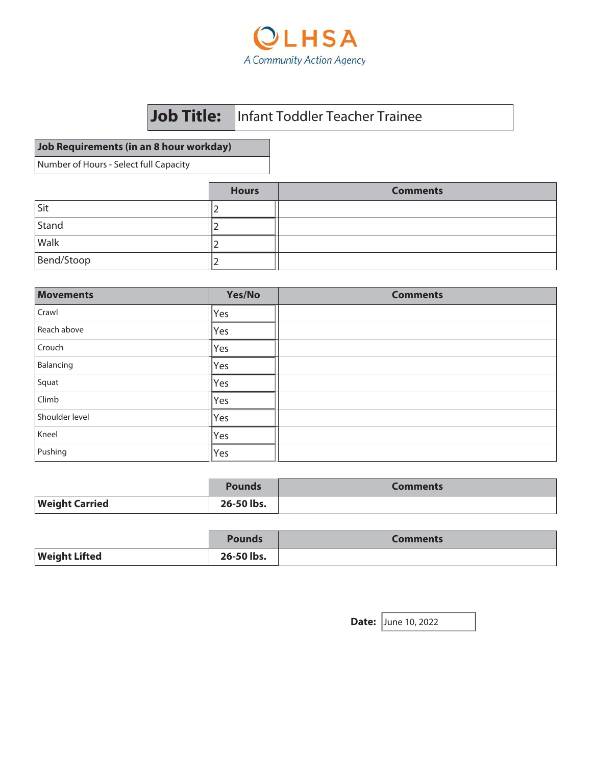LHSA

A Community Action Agency

| **Job Title:** | Infant Toddler Teacher Trainee |
|---|---|

| **Job Requirements (in an 8 hour workday)** |
|---|
| Number of Hours - Select full Capacity |

| | **Hours** | **Comments** |
|---|---|---|
| Sit | 2 | |
| Stand | 2 | |
| Walk | 2 | |
| Bend/Stoop | 2 | |

| **Movements** | **Yes/No** | **Comments** |
|---|---|---|
| Crawl | Yes | |
| Reach above | Yes | |
| Crouch | Yes | |
| Balancing | Yes | |
| Squat | Yes | |
| Climb | Yes | |
| Shoulder level | Yes | |
| Kneel | Yes | |
| Pushing | Yes | |

| | **Pounds** | **Comments** |
|---|---|---|
| **Weight Carried** | **26-50 lbs.** | |

| | **Pounds** | **Comments** |
|---|---|---|
| **Weight Lifted** | **26-50 lbs.** | |

**Date:** June 10, 2022